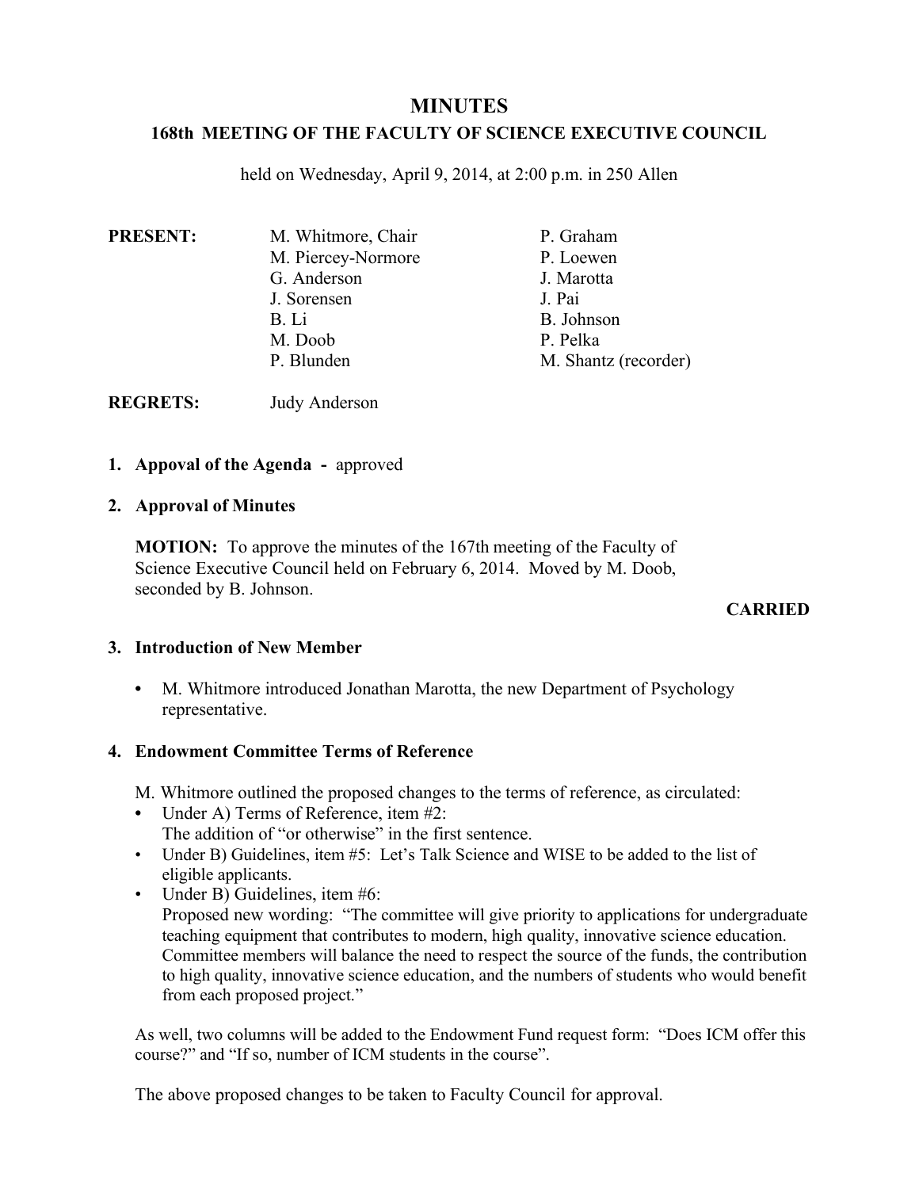# MINUTES

## 168th MEETING OF THE FACULTY OF SCIENCE EXECUTIVE COUNCIL

held on Wednesday, April 9, 2014, at 2:00 p.m. in 250 Allen

**PRESENT:**

M. Whitmore, Chair
M. Piercey-Normore
G. Anderson
J. Sorensen
B. Li
M. Doob
P. Blunden
P. Graham
P. Loewen
J. Marotta
J. Pai
B. Johnson
P. Pelka
M. Shantz (recorder)

**REGRETS:** Judy Anderson

1. **Appoval of the Agenda -** approved

2. **Approval of Minutes**

   **MOTION:** To approve the minutes of the 167th meeting of the Faculty of Science Executive Council held on February 6, 2014. Moved by M. Doob, seconded by B. Johnson.

   **CARRIED**

3. **Introduction of New Member**

   - M. Whitmore introduced Jonathan Marotta, the new Department of Psychology representative.

4. **Endowment Committee Terms of Reference**

   M. Whitmore outlined the proposed changes to the terms of reference, as circulated:
   - Under A) Terms of Reference, item #2:
     The addition of "or otherwise" in the first sentence.
   - Under B) Guidelines, item #5: Let's Talk Science and WISE to be added to the list of eligible applicants.
   - Under B) Guidelines, item #6:
     Proposed new wording: "The committee will give priority to applications for undergraduate teaching equipment that contributes to modern, high quality, innovative science education. Committee members will balance the need to respect the source of the funds, the contribution to high quality, innovative science education, and the numbers of students who would benefit from each proposed project."

   As well, two columns will be added to the Endowment Fund request form: "Does ICM offer this course?" and "If so, number of ICM students in the course".

   The above proposed changes to be taken to Faculty Council for approval.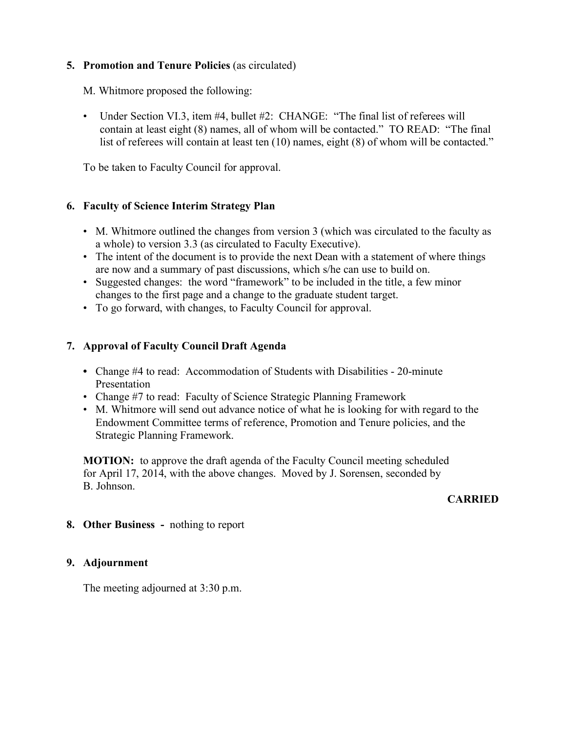**5. Promotion and Tenure Policies** (as circulated)

M. Whitmore proposed the following:

- Under Section VI.3, item #4, bullet #2: CHANGE: "The final list of referees will contain at least eight (8) names, all of whom will be contacted." TO READ: "The final list of referees will contain at least ten (10) names, eight (8) of whom will be contacted."

To be taken to Faculty Council for approval.

**6. Faculty of Science Interim Strategy Plan**

- M. Whitmore outlined the changes from version 3 (which was circulated to the faculty as a whole) to version 3.3 (as circulated to Faculty Executive).
- The intent of the document is to provide the next Dean with a statement of where things are now and a summary of past discussions, which s/he can use to build on.
- Suggested changes: the word "framework" to be included in the title, a few minor changes to the first page and a change to the graduate student target.
- To go forward, with changes, to Faculty Council for approval.

**7. Approval of Faculty Council Draft Agenda**

- Change #4 to read: Accommodation of Students with Disabilities - 20-minute Presentation
- Change #7 to read: Faculty of Science Strategic Planning Framework
- M. Whitmore will send out advance notice of what he is looking for with regard to the Endowment Committee terms of reference, Promotion and Tenure policies, and the Strategic Planning Framework.

**MOTION:** to approve the draft agenda of the Faculty Council meeting scheduled for April 17, 2014, with the above changes. Moved by J. Sorensen, seconded by B. Johnson.

**CARRIED**

**8. Other Business -** nothing to report

**9. Adjournment**

The meeting adjourned at 3:30 p.m.